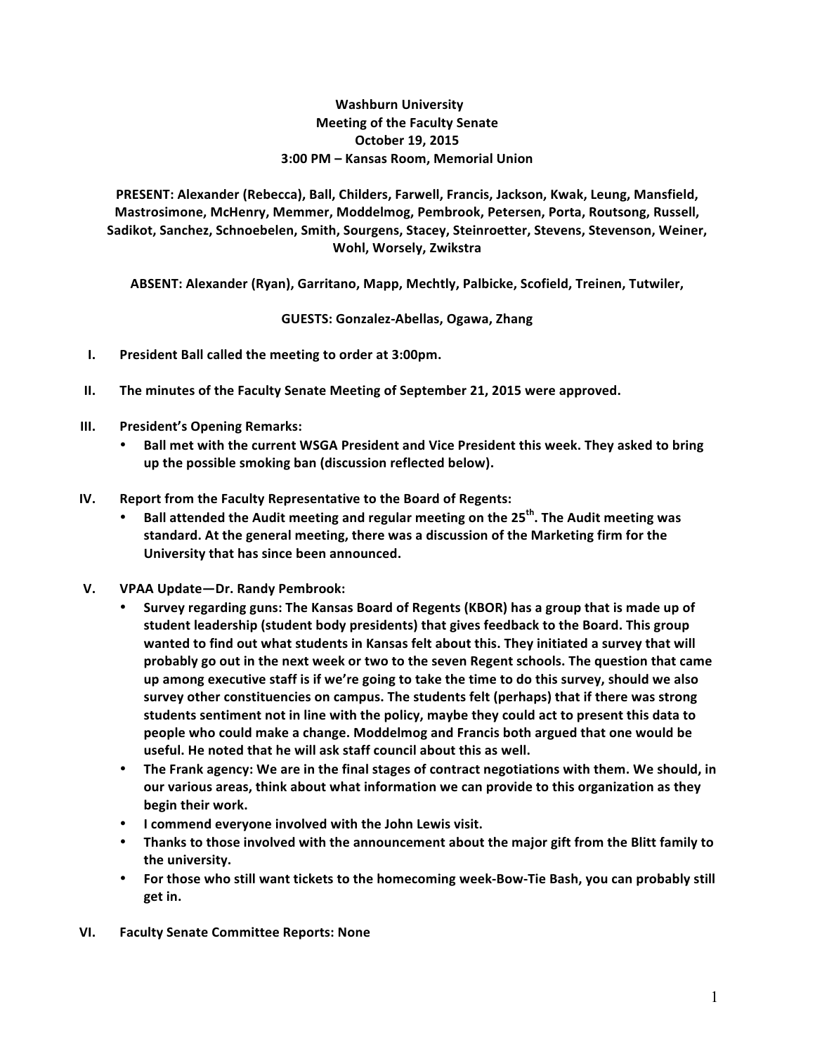**Washburn University**
**Meeting of the Faculty Senate**
**October 19, 2015**
**3:00 PM – Kansas Room, Memorial Union**

**PRESENT: Alexander (Rebecca), Ball, Childers, Farwell, Francis, Jackson, Kwak, Leung, Mansfield, Mastrosimone, McHenry, Memmer, Moddelmog, Pembrook, Petersen, Porta, Routsong, Russell, Sadikot, Sanchez, Schnoebelen, Smith, Sourgens, Stacey, Steinroetter, Stevens, Stevenson, Weiner, Wohl, Worsely, Zwikstra**

**ABSENT: Alexander (Ryan), Garritano, Mapp, Mechtly, Palbicke, Scofield, Treinen, Tutwiler,**

**GUESTS: Gonzalez-Abellas, Ogawa, Zhang**

I. **President Ball called the meeting to order at 3:00pm.**

II. **The minutes of the Faculty Senate Meeting of September 21, 2015 were approved.**

III. **President's Opening Remarks:**
   - **Ball met with the current WSGA President and Vice President this week. They asked to bring up the possible smoking ban (discussion reflected below).**

IV. **Report from the Faculty Representative to the Board of Regents:**
   - **Ball attended the Audit meeting and regular meeting on the 25th. The Audit meeting was standard. At the general meeting, there was a discussion of the Marketing firm for the University that has since been announced.**

V. **VPAA Update—Dr. Randy Pembrook:**
   - **Survey regarding guns: The Kansas Board of Regents (KBOR) has a group that is made up of student leadership (student body presidents) that gives feedback to the Board. This group wanted to find out what students in Kansas felt about this. They initiated a survey that will probably go out in the next week or two to the seven Regent schools. The question that came up among executive staff is if we're going to take the time to do this survey, should we also survey other constituencies on campus. The students felt (perhaps) that if there was strong students sentiment not in line with the policy, maybe they could act to present this data to people who could make a change. Moddelmog and Francis both argued that one would be useful. He noted that he will ask staff council about this as well.**
   - **The Frank agency: We are in the final stages of contract negotiations with them. We should, in our various areas, think about what information we can provide to this organization as they begin their work.**
   - **I commend everyone involved with the John Lewis visit.**
   - **Thanks to those involved with the announcement about the major gift from the Blitt family to the university.**
   - **For those who still want tickets to the homecoming week-Bow-Tie Bash, you can probably still get in.**

VI. **Faculty Senate Committee Reports: None**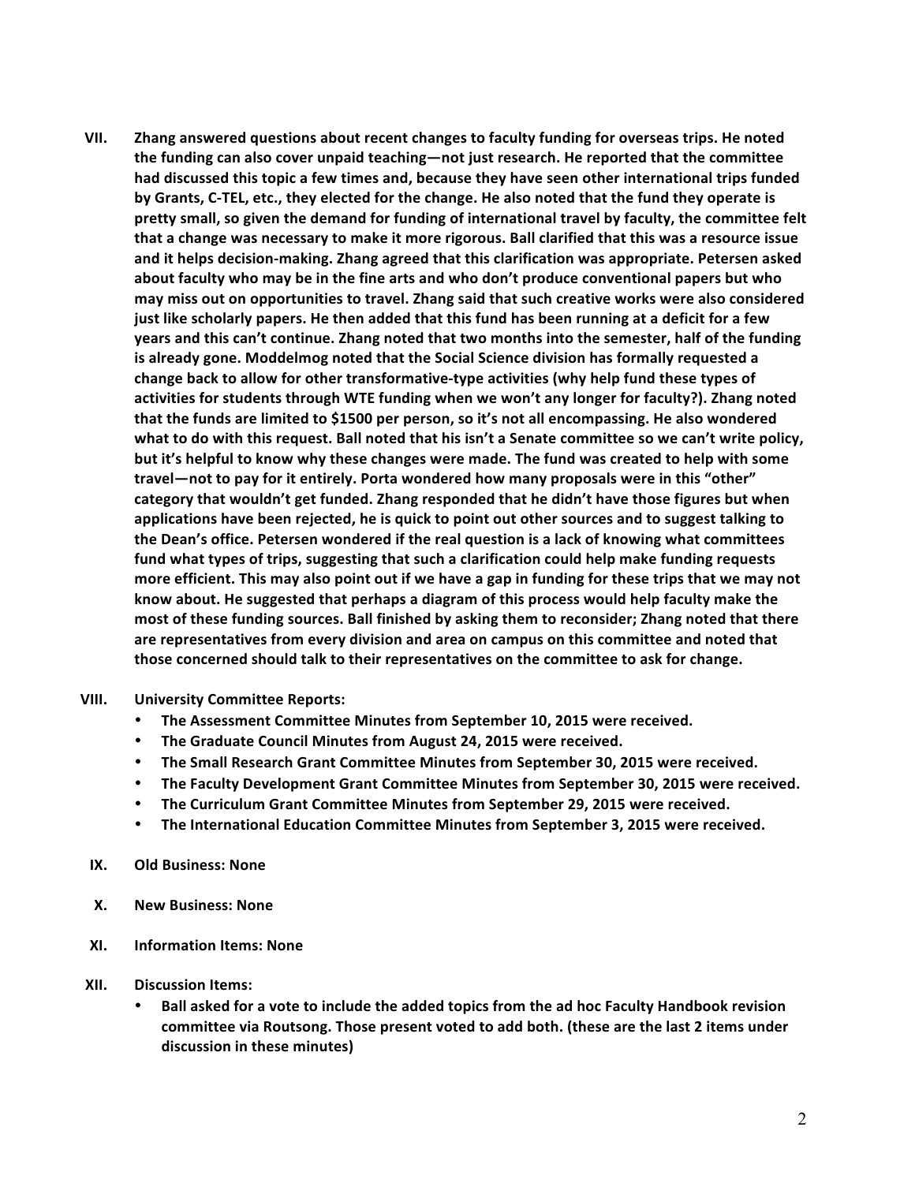VII. **Zhang answered questions about recent changes to faculty funding for overseas trips. He noted the funding can also cover unpaid teaching—not just research. He reported that the committee had discussed this topic a few times and, because they have seen other international trips funded by Grants, C-TEL, etc., they elected for the change. He also noted that the fund they operate is pretty small, so given the demand for funding of international travel by faculty, the committee felt that a change was necessary to make it more rigorous. Ball clarified that this was a resource issue and it helps decision-making. Zhang agreed that this clarification was appropriate. Petersen asked about faculty who may be in the fine arts and who don't produce conventional papers but who may miss out on opportunities to travel. Zhang said that such creative works were also considered just like scholarly papers. He then added that this fund has been running at a deficit for a few years and this can't continue. Zhang noted that two months into the semester, half of the funding is already gone. Moddelmog noted that the Social Science division has formally requested a change back to allow for other transformative-type activities (why help fund these types of activities for students through WTE funding when we won't any longer for faculty?). Zhang noted that the funds are limited to $1500 per person, so it's not all encompassing. He also wondered what to do with this request. Ball noted that his isn't a Senate committee so we can't write policy, but it's helpful to know why these changes were made. The fund was created to help with some travel—not to pay for it entirely. Porta wondered how many proposals were in this "other" category that wouldn't get funded. Zhang responded that he didn't have those figures but when applications have been rejected, he is quick to point out other sources and to suggest talking to the Dean's office. Petersen wondered if the real question is a lack of knowing what committees fund what types of trips, suggesting that such a clarification could help make funding requests more efficient. This may also point out if we have a gap in funding for these trips that we may not know about. He suggested that perhaps a diagram of this process would help faculty make the most of these funding sources. Ball finished by asking them to reconsider; Zhang noted that there are representatives from every division and area on campus on this committee and noted that those concerned should talk to their representatives on the committee to ask for change.**

VIII. **University Committee Reports:**
- **The Assessment Committee Minutes from September 10, 2015 were received.**
- **The Graduate Council Minutes from August 24, 2015 were received.**
- **The Small Research Grant Committee Minutes from September 30, 2015 were received.**
- **The Faculty Development Grant Committee Minutes from September 30, 2015 were received.**
- **The Curriculum Grant Committee Minutes from September 29, 2015 were received.**
- **The International Education Committee Minutes from September 3, 2015 were received.**

IX. **Old Business: None**

X. **New Business: None**

XI. **Information Items: None**

XII. **Discussion Items:**
- **Ball asked for a vote to include the added topics from the ad hoc Faculty Handbook revision committee via Routsong. Those present voted to add both. (these are the last 2 items under discussion in these minutes)**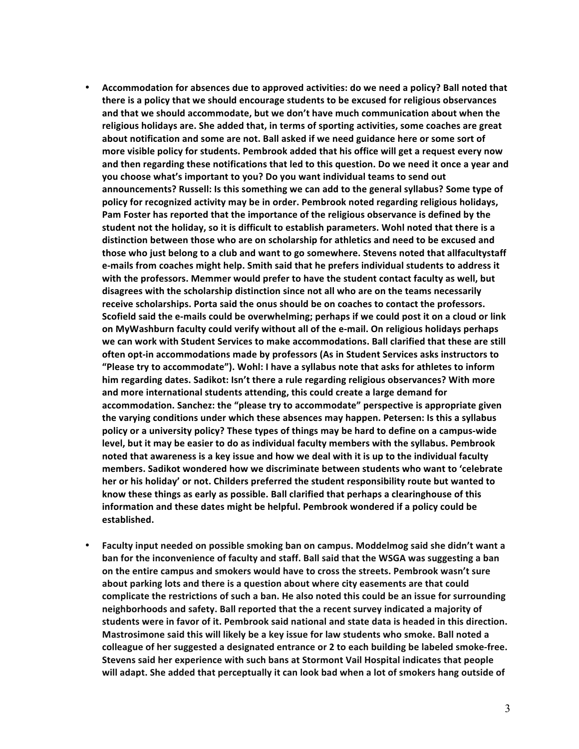- **Accommodation for absences due to approved activities: do we need a policy? Ball noted that there is a policy that we should encourage students to be excused for religious observances and that we should accommodate, but we don't have much communication about when the religious holidays are. She added that, in terms of sporting activities, some coaches are great about notification and some are not. Ball asked if we need guidance here or some sort of more visible policy for students. Pembrook added that his office will get a request every now and then regarding these notifications that led to this question. Do we need it once a year and you choose what's important to you? Do you want individual teams to send out announcements? Russell: Is this something we can add to the general syllabus? Some type of policy for recognized activity may be in order. Pembrook noted regarding religious holidays, Pam Foster has reported that the importance of the religious observance is defined by the student not the holiday, so it is difficult to establish parameters. Wohl noted that there is a distinction between those who are on scholarship for athletics and need to be excused and those who just belong to a club and want to go somewhere. Stevens noted that allfacultystaff e-mails from coaches might help. Smith said that he prefers individual students to address it with the professors. Memmer would prefer to have the student contact faculty as well, but disagrees with the scholarship distinction since not all who are on the teams necessarily receive scholarships. Porta said the onus should be on coaches to contact the professors. Scofield said the e-mails could be overwhelming; perhaps if we could post it on a cloud or link on MyWashburn faculty could verify without all of the e-mail. On religious holidays perhaps we can work with Student Services to make accommodations. Ball clarified that these are still often opt-in accommodations made by professors (As in Student Services asks instructors to "Please try to accommodate"). Wohl: I have a syllabus note that asks for athletes to inform him regarding dates. Sadikot: Isn't there a rule regarding religious observances? With more and more international students attending, this could create a large demand for accommodation. Sanchez: the "please try to accommodate" perspective is appropriate given the varying conditions under which these absences may happen. Petersen: Is this a syllabus policy or a university policy? These types of things may be hard to define on a campus-wide level, but it may be easier to do as individual faculty members with the syllabus. Pembrook noted that awareness is a key issue and how we deal with it is up to the individual faculty members. Sadikot wondered how we discriminate between students who want to 'celebrate her or his holiday' or not. Childers preferred the student responsibility route but wanted to know these things as early as possible. Ball clarified that perhaps a clearinghouse of this information and these dates might be helpful. Pembrook wondered if a policy could be established.**

- **Faculty input needed on possible smoking ban on campus. Moddelmog said she didn't want a ban for the inconvenience of faculty and staff. Ball said that the WSGA was suggesting a ban on the entire campus and smokers would have to cross the streets. Pembrook wasn't sure about parking lots and there is a question about where city easements are that could complicate the restrictions of such a ban. He also noted this could be an issue for surrounding neighborhoods and safety. Ball reported that the a recent survey indicated a majority of students were in favor of it. Pembrook said national and state data is headed in this direction. Mastrosimone said this will likely be a key issue for law students who smoke. Ball noted a colleague of her suggested a designated entrance or 2 to each building be labeled smoke-free. Stevens said her experience with such bans at Stormont Vail Hospital indicates that people will adapt. She added that perceptually it can look bad when a lot of smokers hang outside of**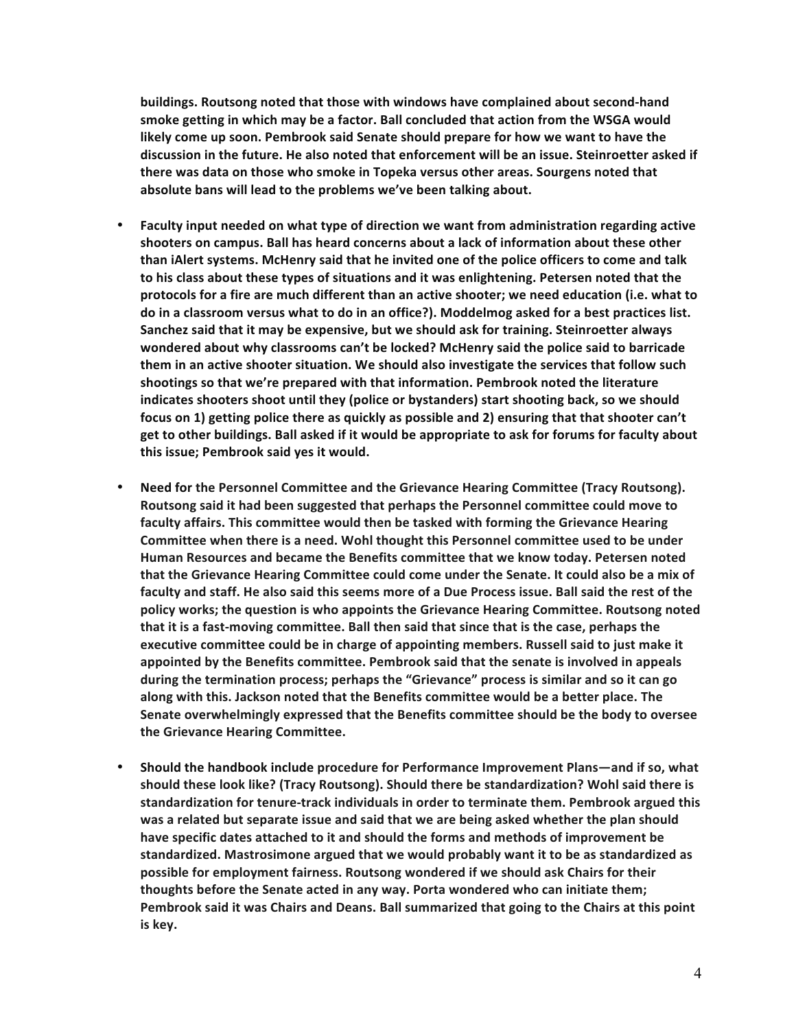**buildings. Routsong noted that those with windows have complained about second-hand smoke getting in which may be a factor. Ball concluded that action from the WSGA would likely come up soon. Pembrook said Senate should prepare for how we want to have the discussion in the future. He also noted that enforcement will be an issue. Steinroetter asked if there was data on those who smoke in Topeka versus other areas. Sourgens noted that absolute bans will lead to the problems we've been talking about.**

- **Faculty input needed on what type of direction we want from administration regarding active shooters on campus. Ball has heard concerns about a lack of information about these other than iAlert systems. McHenry said that he invited one of the police officers to come and talk to his class about these types of situations and it was enlightening. Petersen noted that the protocols for a fire are much different than an active shooter; we need education (i.e. what to do in a classroom versus what to do in an office?). Moddelmog asked for a best practices list. Sanchez said that it may be expensive, but we should ask for training. Steinroetter always wondered about why classrooms can't be locked? McHenry said the police said to barricade them in an active shooter situation. We should also investigate the services that follow such shootings so that we're prepared with that information. Pembrook noted the literature indicates shooters shoot until they (police or bystanders) start shooting back, so we should focus on 1) getting police there as quickly as possible and 2) ensuring that that shooter can't get to other buildings. Ball asked if it would be appropriate to ask for forums for faculty about this issue; Pembrook said yes it would.**

- **Need for the Personnel Committee and the Grievance Hearing Committee (Tracy Routsong). Routsong said it had been suggested that perhaps the Personnel committee could move to faculty affairs. This committee would then be tasked with forming the Grievance Hearing Committee when there is a need. Wohl thought this Personnel committee used to be under Human Resources and became the Benefits committee that we know today. Petersen noted that the Grievance Hearing Committee could come under the Senate. It could also be a mix of faculty and staff. He also said this seems more of a Due Process issue. Ball said the rest of the policy works; the question is who appoints the Grievance Hearing Committee. Routsong noted that it is a fast-moving committee. Ball then said that since that is the case, perhaps the executive committee could be in charge of appointing members. Russell said to just make it appointed by the Benefits committee. Pembrook said that the senate is involved in appeals during the termination process; perhaps the "Grievance" process is similar and so it can go along with this. Jackson noted that the Benefits committee would be a better place. The Senate overwhelmingly expressed that the Benefits committee should be the body to oversee the Grievance Hearing Committee.**

- **Should the handbook include procedure for Performance Improvement Plans—and if so, what should these look like? (Tracy Routsong). Should there be standardization? Wohl said there is standardization for tenure-track individuals in order to terminate them. Pembrook argued this was a related but separate issue and said that we are being asked whether the plan should have specific dates attached to it and should the forms and methods of improvement be standardized. Mastrosimone argued that we would probably want it to be as standardized as possible for employment fairness. Routsong wondered if we should ask Chairs for their thoughts before the Senate acted in any way. Porta wondered who can initiate them; Pembrook said it was Chairs and Deans. Ball summarized that going to the Chairs at this point is key.**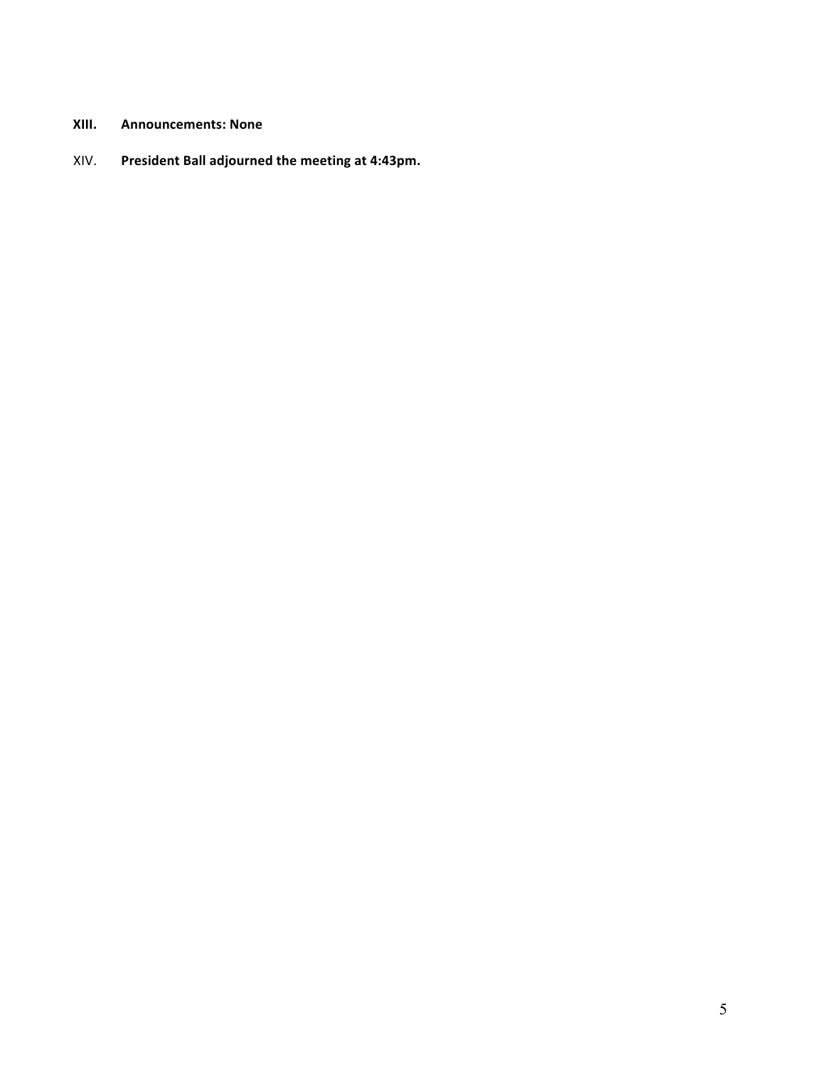**XIII. Announcements: None**

XIV. **President Ball adjourned the meeting at 4:43pm.**